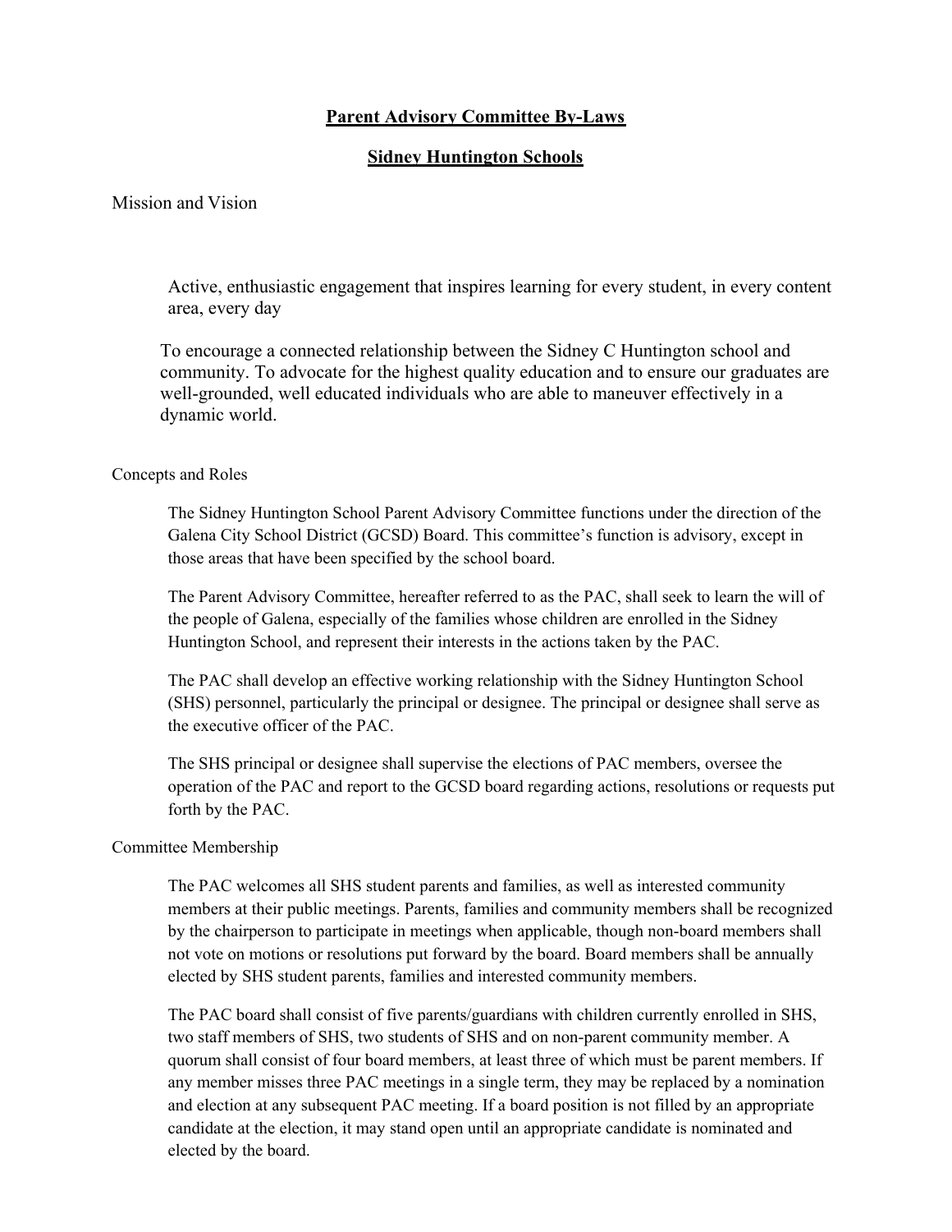# Parent Advisory Committee By-Laws

## Sidney Huntington Schools

### Mission and Vision

Active, enthusiastic engagement that inspires learning for every student, in every content area, every day

To encourage a connected relationship between the Sidney C Huntington school and community. To advocate for the highest quality education and to ensure our graduates are well-grounded, well educated individuals who are able to maneuver effectively in a dynamic world.

### Concepts and Roles

The Sidney Huntington School Parent Advisory Committee functions under the direction of the Galena City School District (GCSD) Board. This committee's function is advisory, except in those areas that have been specified by the school board.

The Parent Advisory Committee, hereafter referred to as the PAC, shall seek to learn the will of the people of Galena, especially of the families whose children are enrolled in the Sidney Huntington School, and represent their interests in the actions taken by the PAC.

The PAC shall develop an effective working relationship with the Sidney Huntington School (SHS) personnel, particularly the principal or designee. The principal or designee shall serve as the executive officer of the PAC.

The SHS principal or designee shall supervise the elections of PAC members, oversee the operation of the PAC and report to the GCSD board regarding actions, resolutions or requests put forth by the PAC.

### Committee Membership

The PAC welcomes all SHS student parents and families, as well as interested community members at their public meetings. Parents, families and community members shall be recognized by the chairperson to participate in meetings when applicable, though non-board members shall not vote on motions or resolutions put forward by the board. Board members shall be annually elected by SHS student parents, families and interested community members.

The PAC board shall consist of five parents/guardians with children currently enrolled in SHS, two staff members of SHS, two students of SHS and on non-parent community member. A quorum shall consist of four board members, at least three of which must be parent members. If any member misses three PAC meetings in a single term, they may be replaced by a nomination and election at any subsequent PAC meeting. If a board position is not filled by an appropriate candidate at the election, it may stand open until an appropriate candidate is nominated and elected by the board.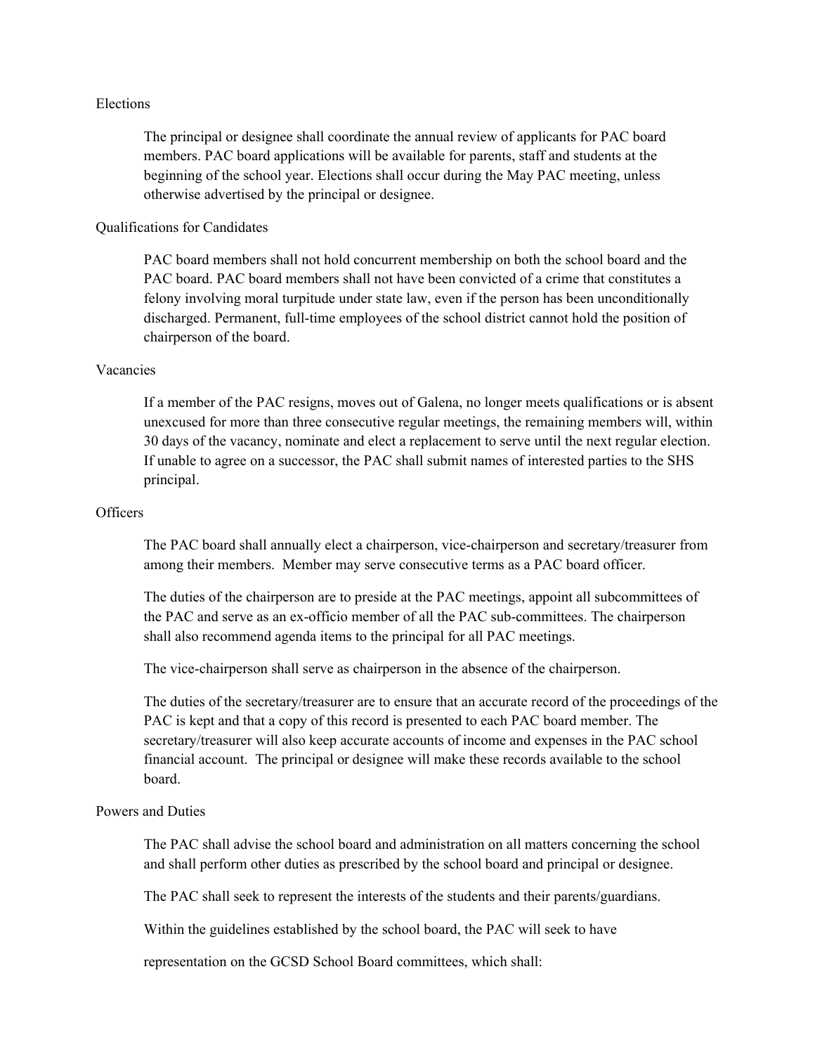## Elections

The principal or designee shall coordinate the annual review of applicants for PAC board members. PAC board applications will be available for parents, staff and students at the beginning of the school year. Elections shall occur during the May PAC meeting, unless otherwise advertised by the principal or designee.

## Qualifications for Candidates

PAC board members shall not hold concurrent membership on both the school board and the PAC board. PAC board members shall not have been convicted of a crime that constitutes a felony involving moral turpitude under state law, even if the person has been unconditionally discharged. Permanent, full-time employees of the school district cannot hold the position of chairperson of the board.

## Vacancies

If a member of the PAC resigns, moves out of Galena, no longer meets qualifications or is absent unexcused for more than three consecutive regular meetings, the remaining members will, within 30 days of the vacancy, nominate and elect a replacement to serve until the next regular election. If unable to agree on a successor, the PAC shall submit names of interested parties to the SHS principal.

## Officers

The PAC board shall annually elect a chairperson, vice-chairperson and secretary/treasurer from among their members. Member may serve consecutive terms as a PAC board officer.

The duties of the chairperson are to preside at the PAC meetings, appoint all subcommittees of the PAC and serve as an ex-officio member of all the PAC sub-committees. The chairperson shall also recommend agenda items to the principal for all PAC meetings.

The vice-chairperson shall serve as chairperson in the absence of the chairperson.

The duties of the secretary/treasurer are to ensure that an accurate record of the proceedings of the PAC is kept and that a copy of this record is presented to each PAC board member. The secretary/treasurer will also keep accurate accounts of income and expenses in the PAC school financial account. The principal or designee will make these records available to the school board.

## Powers and Duties

The PAC shall advise the school board and administration on all matters concerning the school and shall perform other duties as prescribed by the school board and principal or designee.

The PAC shall seek to represent the interests of the students and their parents/guardians.

Within the guidelines established by the school board, the PAC will seek to have

representation on the GCSD School Board committees, which shall: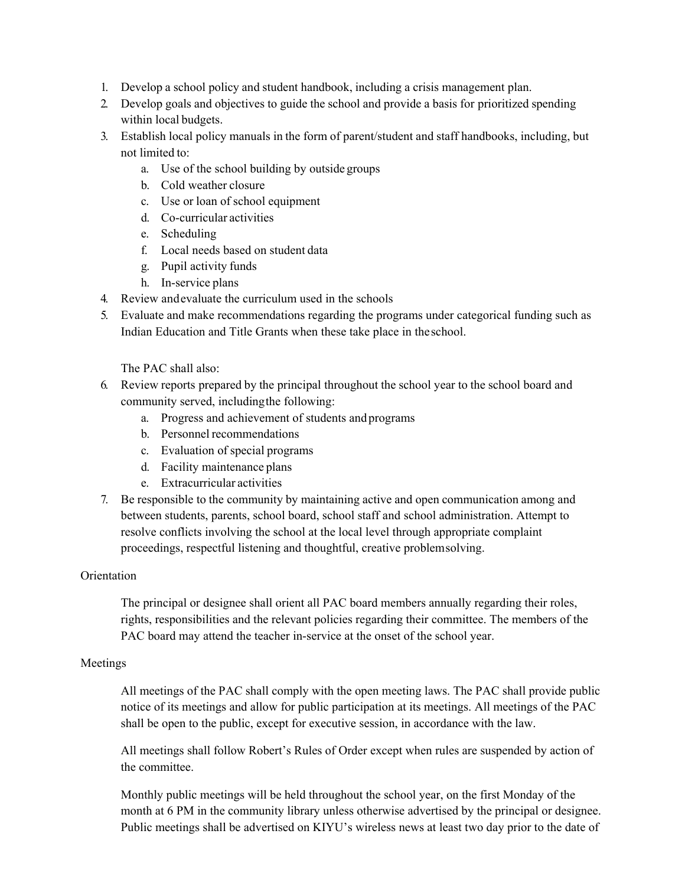1. Develop a school policy and student handbook, including a crisis management plan.
2. Develop goals and objectives to guide the school and provide a basis for prioritized spending within local budgets.
3. Establish local policy manuals in the form of parent/student and staff handbooks, including, but not limited to:
    a. Use of the school building by outside groups
    b. Cold weather closure
    c. Use or loan of school equipment
    d. Co-curricular activities
    e. Scheduling
    f. Local needs based on student data
    g. Pupil activity funds
    h. In-service plans
4. Review and evaluate the curriculum used in the schools
5. Evaluate and make recommendations regarding the programs under categorical funding such as Indian Education and Title Grants when these take place in the school.

    The PAC shall also:

6. Review reports prepared by the principal throughout the school year to the school board and community served, including the following:
    a. Progress and achievement of students and programs
    b. Personnel recommendations
    c. Evaluation of special programs
    d. Facility maintenance plans
    e. Extracurricular activities
7. Be responsible to the community by maintaining active and open communication among and between students, parents, school board, school staff and school administration. Attempt to resolve conflicts involving the school at the local level through appropriate complaint proceedings, respectful listening and thoughtful, creative problem solving.

Orientation

The principal or designee shall orient all PAC board members annually regarding their roles, rights, responsibilities and the relevant policies regarding their committee. The members of the PAC board may attend the teacher in-service at the onset of the school year.

Meetings

All meetings of the PAC shall comply with the open meeting laws. The PAC shall provide public notice of its meetings and allow for public participation at its meetings. All meetings of the PAC shall be open to the public, except for executive session, in accordance with the law.

All meetings shall follow Robert's Rules of Order except when rules are suspended by action of the committee.

Monthly public meetings will be held throughout the school year, on the first Monday of the month at 6 PM in the community library unless otherwise advertised by the principal or designee. Public meetings shall be advertised on KIYU's wireless news at least two day prior to the date of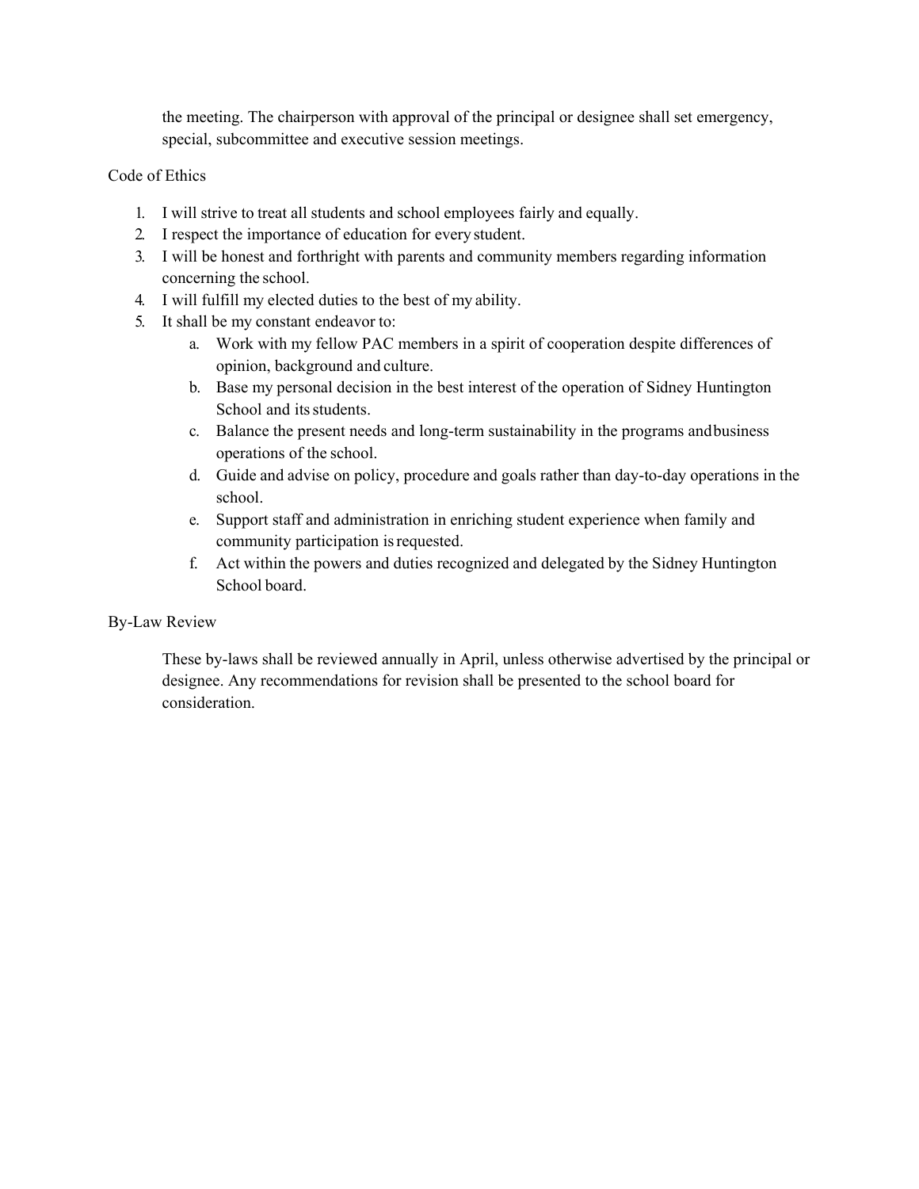the meeting. The chairperson with approval of the principal or designee shall set emergency, special, subcommittee and executive session meetings.

## Code of Ethics

1. I will strive to treat all students and school employees fairly and equally.
2. I respect the importance of education for every student.
3. I will be honest and forthright with parents and community members regarding information concerning the school.
4. I will fulfill my elected duties to the best of my ability.
5. It shall be my constant endeavor to:
   a. Work with my fellow PAC members in a spirit of cooperation despite differences of opinion, background and culture.
   b. Base my personal decision in the best interest of the operation of Sidney Huntington School and its students.
   c. Balance the present needs and long-term sustainability in the programs and business operations of the school.
   d. Guide and advise on policy, procedure and goals rather than day-to-day operations in the school.
   e. Support staff and administration in enriching student experience when family and community participation is requested.
   f. Act within the powers and duties recognized and delegated by the Sidney Huntington School board.

## By-Law Review

These by-laws shall be reviewed annually in April, unless otherwise advertised by the principal or designee. Any recommendations for revision shall be presented to the school board for consideration.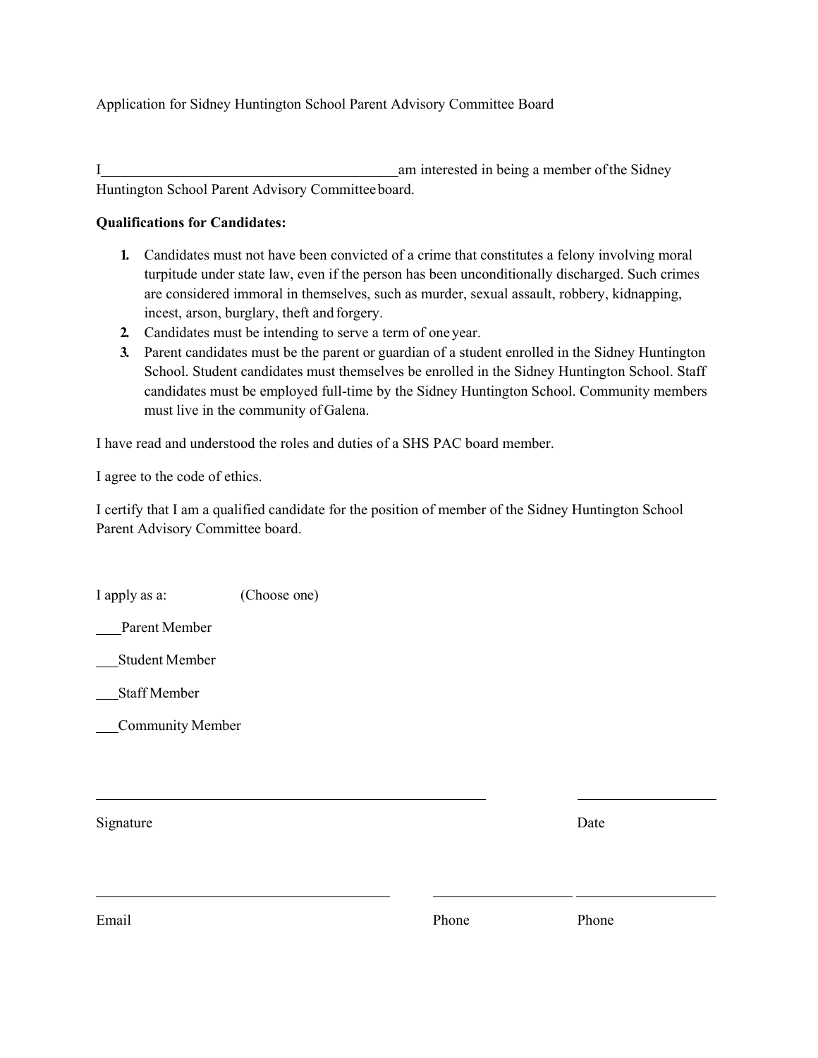Application for Sidney Huntington School Parent Advisory Committee Board

I\_\_\_\_\_\_\_\_\_\_\_\_\_\_\_\_\_\_\_\_\_\_\_\_\_\_\_\_\_\_\_\_\_\_\_\_\_\_\_\_am interested in being a member of the Sidney Huntington School Parent Advisory Committee board.

**Qualifications for Candidates:**

1. Candidates must not have been convicted of a crime that constitutes a felony involving moral turpitude under state law, even if the person has been unconditionally discharged. Such crimes are considered immoral in themselves, such as murder, sexual assault, robbery, kidnapping, incest, arson, burglary, theft and forgery.
2. Candidates must be intending to serve a term of one year.
3. Parent candidates must be the parent or guardian of a student enrolled in the Sidney Huntington School. Student candidates must themselves be enrolled in the Sidney Huntington School. Staff candidates must be employed full-time by the Sidney Huntington School. Community members must live in the community of Galena.

I have read and understood the roles and duties of a SHS PAC board member.

I agree to the code of ethics.

I certify that I am a qualified candidate for the position of member of the Sidney Huntington School Parent Advisory Committee board.

I apply as a: (Choose one)

\_\_\_\_Parent Member

\_\_\_Student Member

\_\_\_Staff Member

\_\_\_Community Member

\_\_\_\_\_\_\_\_\_\_\_\_\_\_\_\_\_\_\_\_\_\_\_\_\_\_\_\_\_\_\_\_\_\_\_\_\_\_\_\_\_\_\_\_\_\_\_\_\_\_\_\_ \_\_\_\_\_\_\_\_\_\_\_\_\_\_\_\_\_\_\_\_

Signature Date

\_\_\_\_\_\_\_\_\_\_\_\_\_\_\_\_\_\_\_\_\_\_\_\_\_\_\_\_\_\_\_\_\_\_\_\_\_\_\_\_ \_\_\_\_\_\_\_\_\_\_\_\_\_\_\_\_\_\_\_\_ \_\_\_\_\_\_\_\_\_\_\_\_\_\_\_\_\_\_\_\_

Email Phone Phone